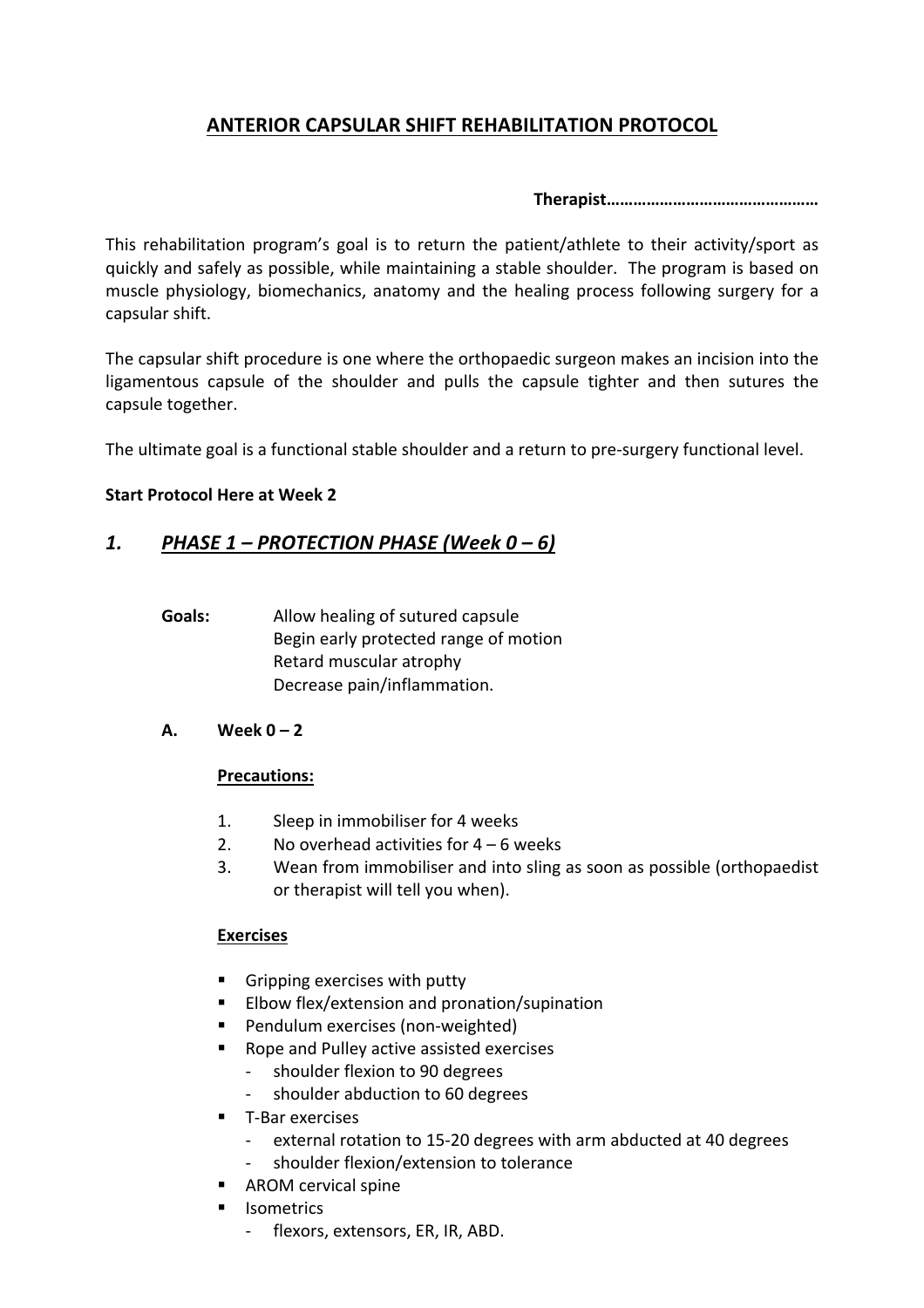# ANTERIOR CAPSULAR SHIFT REHABILITATION PROTOCOL

**Therapist…………………………………………**

This rehabilitation program's goal is to return the patient/athlete to their activity/sport as quickly and safely as possible, while maintaining a stable shoulder. The program is based on muscle physiology, biomechanics, anatomy and the healing process following surgery for a capsular shift.

The capsular shift procedure is one where the orthopaedic surgeon makes an incision into the ligamentous capsule of the shoulder and pulls the capsule tighter and then sutures the capsule together.

The ultimate goal is a functional stable shoulder and a return to pre-surgery functional level.

**Start Protocol Here at Week 2**

## *1. PHASE 1 – PROTECTION PHASE (Week 0 – 6)*

**Goals:**
- Allow healing of sutured capsule
- Begin early protected range of motion
- Retard muscular atrophy
- Decrease pain/inflammation.

### A. Week 0 – 2

**Precautions:**

1. Sleep in immobiliser for 4 weeks
2. No overhead activities for 4 – 6 weeks
3. Wean from immobiliser and into sling as soon as possible (orthopaedist or therapist will tell you when).

**Exercises**

- Gripping exercises with putty
- Elbow flex/extension and pronation/supination
- Pendulum exercises (non-weighted)
- Rope and Pulley active assisted exercises
  - shoulder flexion to 90 degrees
  - shoulder abduction to 60 degrees
- T-Bar exercises
  - external rotation to 15-20 degrees with arm abducted at 40 degrees
  - shoulder flexion/extension to tolerance
- AROM cervical spine
- Isometrics
  - flexors, extensors, ER, IR, ABD.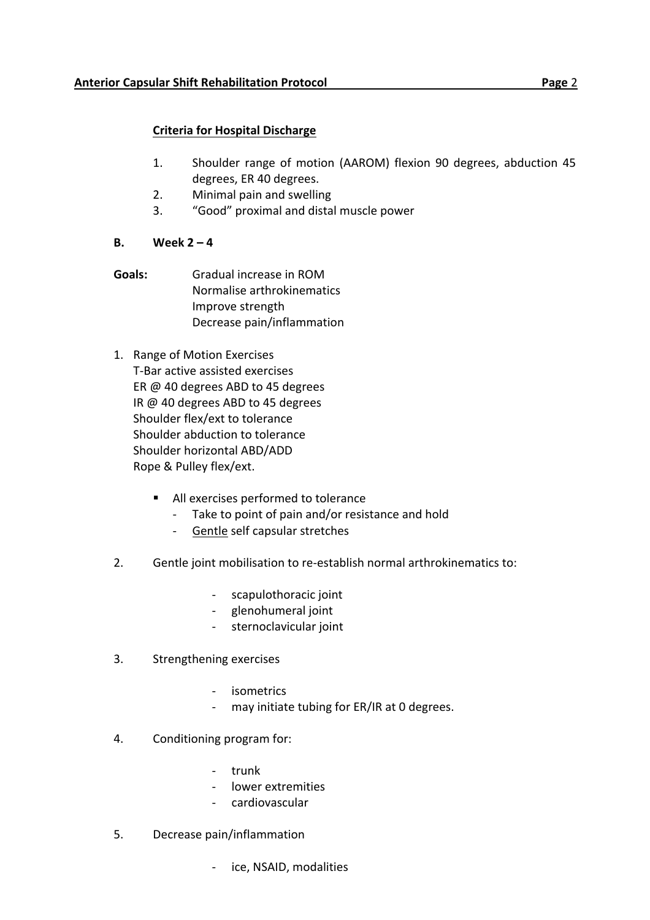### Criteria for Hospital Discharge

1. Shoulder range of motion (AAROM) flexion 90 degrees, abduction 45 degrees, ER 40 degrees.
2. Minimal pain and swelling
3. "Good" proximal and distal muscle power

**B. Week 2 – 4**

**Goals:**
Gradual increase in ROM
Normalise arthrokinematics
Improve strength
Decrease pain/inflammation

1. Range of Motion Exercises
   T-Bar active assisted exercises
   ER @ 40 degrees ABD to 45 degrees
   IR @ 40 degrees ABD to 45 degrees
   Shoulder flex/ext to tolerance
   Shoulder abduction to tolerance
   Shoulder horizontal ABD/ADD
   Rope & Pulley flex/ext.

   - All exercises performed to tolerance
     - Take to point of pain and/or resistance and hold
     - Gentle self capsular stretches

2. Gentle joint mobilisation to re-establish normal arthrokinematics to:
   - scapulothoracic joint
   - glenohumeral joint
   - sternoclavicular joint

3. Strengthening exercises
   - isometrics
   - may initiate tubing for ER/IR at 0 degrees.

4. Conditioning program for:
   - trunk
   - lower extremities
   - cardiovascular

5. Decrease pain/inflammation
   - ice, NSAID, modalities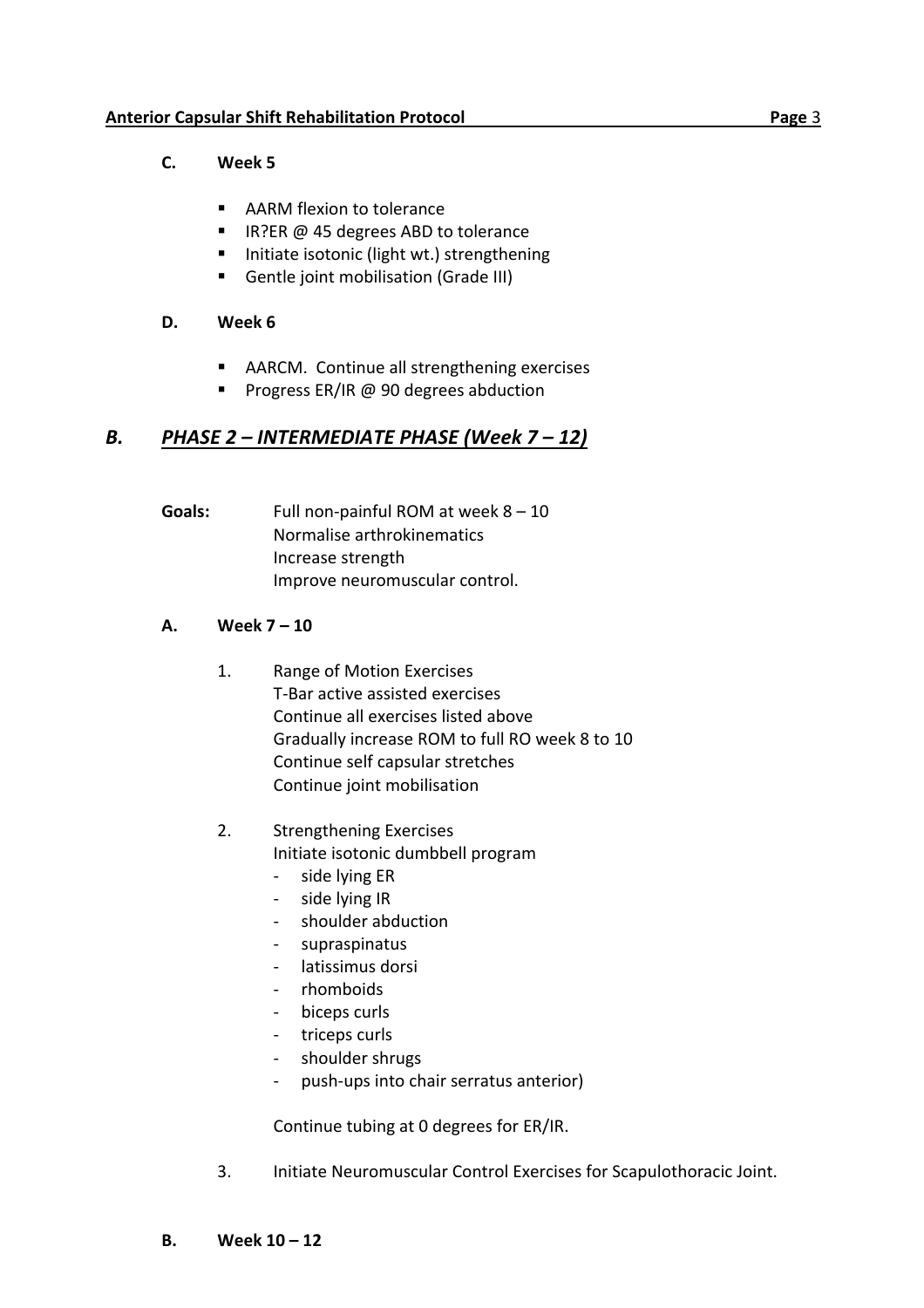### C. Week 5

- AARM flexion to tolerance
- IR?ER @ 45 degrees ABD to tolerance
- Initiate isotonic (light wt.) strengthening
- Gentle joint mobilisation (Grade III)

### D. Week 6

- AARCM. Continue all strengthening exercises
- Progress ER/IR @ 90 degrees abduction

## *B. PHASE 2 – INTERMEDIATE PHASE (Week 7 – 12)*

**Goals:** Full non-painful ROM at week 8 – 10
Normalise arthrokinematics
Increase strength
Improve neuromuscular control.

### A. Week 7 – 10

1. Range of Motion Exercises
   T-Bar active assisted exercises
   Continue all exercises listed above
   Gradually increase ROM to full RO week 8 to 10
   Continue self capsular stretches
   Continue joint mobilisation

2. Strengthening Exercises
   Initiate isotonic dumbbell program
   - side lying ER
   - side lying IR
   - shoulder abduction
   - supraspinatus
   - latissimus dorsi
   - rhomboids
   - biceps curls
   - triceps curls
   - shoulder shrugs
   - push-ups into chair serratus anterior)

   Continue tubing at 0 degrees for ER/IR.

3. Initiate Neuromuscular Control Exercises for Scapulothoracic Joint.

### B. Week 10 – 12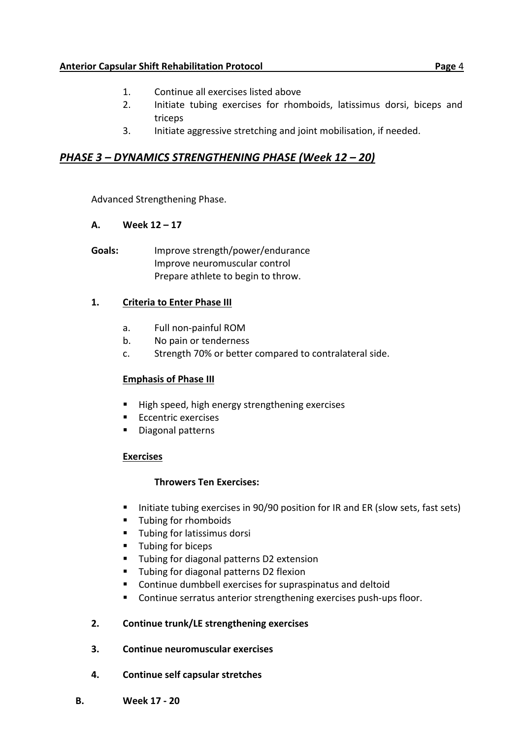1. Continue all exercises listed above
2. Initiate tubing exercises for rhomboids, latissimus dorsi, biceps and triceps
3. Initiate aggressive stretching and joint mobilisation, if needed.

## ***PHASE 3 – DYNAMICS STRENGTHENING PHASE (Week 12 – 20)***

Advanced Strengthening Phase.

**A. Week 12 – 17**

**Goals:** Improve strength/power/endurance
Improve neuromuscular control
Prepare athlete to begin to throw.

**1. <u>Criteria to Enter Phase III</u>**

a. Full non-painful ROM
b. No pain or tenderness
c. Strength 70% or better compared to contralateral side.

**<u>Emphasis of Phase III</u>**

- High speed, high energy strengthening exercises
- Eccentric exercises
- Diagonal patterns

**<u>Exercises</u>**

**Throwers Ten Exercises:**

- Initiate tubing exercises in 90/90 position for IR and ER (slow sets, fast sets)
- Tubing for rhomboids
- Tubing for latissimus dorsi
- Tubing for biceps
- Tubing for diagonal patterns D2 extension
- Tubing for diagonal patterns D2 flexion
- Continue dumbbell exercises for supraspinatus and deltoid
- Continue serratus anterior strengthening exercises push-ups floor.

**2. Continue trunk/LE strengthening exercises**

**3. Continue neuromuscular exercises**

**4. Continue self capsular stretches**

**B. Week 17 - 20**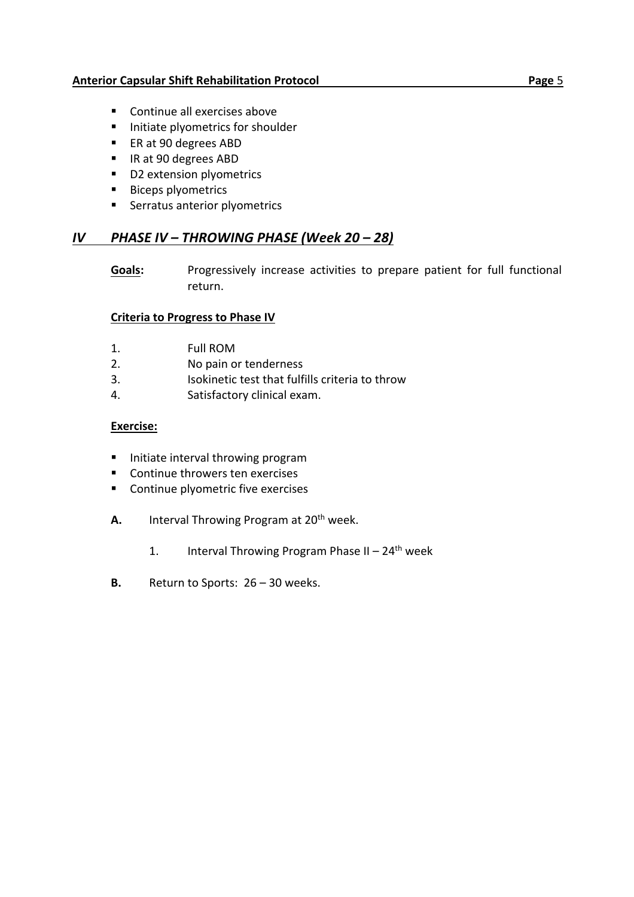- Continue all exercises above
- Initiate plyometrics for shoulder
- ER at 90 degrees ABD
- IR at 90 degrees ABD
- D2 extension plyometrics
- Biceps plyometrics
- Serratus anterior plyometrics

## *IV PHASE IV – THROWING PHASE (Week 20 – 28)*

**Goals:** Progressively increase activities to prepare patient for full functional return.

**Criteria to Progress to Phase IV**

1. Full ROM
2. No pain or tenderness
3. Isokinetic test that fulfills criteria to throw
4. Satisfactory clinical exam.

**Exercise:**

- Initiate interval throwing program
- Continue throwers ten exercises
- Continue plyometric five exercises

**A.** Interval Throwing Program at 20th week.

   1. Interval Throwing Program Phase II – 24th week

**B.** Return to Sports: 26 – 30 weeks.